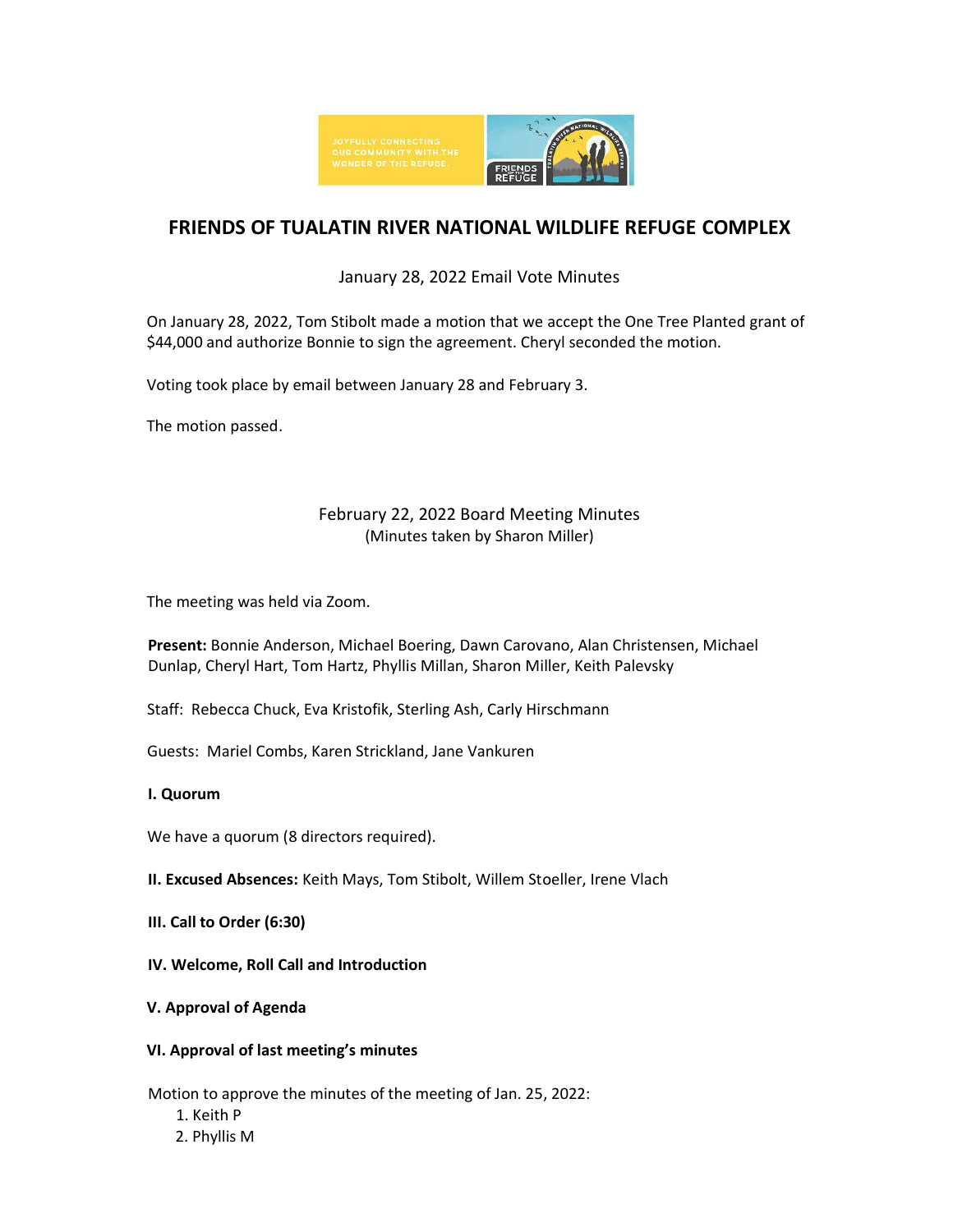# FRIENDS OF TUALATIN RIVER NATIONAL WILDLIFE REFUGE COMPLEX

January 28, 2022 Email Vote Minutes

On January 28, 2022, Tom Stibolt made a motion that we accept the One Tree Planted grant of $44,000 and authorize Bonnie to sign the agreement. Cheryl seconded the motion.

Voting took place by email between January 28 and February 3.

The motion passed.

## February 22, 2022 Board Meeting Minutes

(Minutes taken by Sharon Miller)

The meeting was held via Zoom.

**Present:** Bonnie Anderson, Michael Boering, Dawn Carovano, Alan Christensen, Michael Dunlap, Cheryl Hart, Tom Hartz, Phyllis Millan, Sharon Miller, Keith Palevsky

Staff: Rebecca Chuck, Eva Kristofik, Sterling Ash, Carly Hirschmann

Guests: Mariel Combs, Karen Strickland, Jane Vankuren

**I. Quorum**

We have a quorum (8 directors required).

**II. Excused Absences:** Keith Mays, Tom Stibolt, Willem Stoeller, Irene Vlach

**III. Call to Order (6:30)**

**IV. Welcome, Roll Call and Introduction**

**V. Approval of Agenda**

**VI. Approval of last meeting's minutes**

Motion to approve the minutes of the meeting of Jan. 25, 2022:

1. Keith P
2. Phyllis M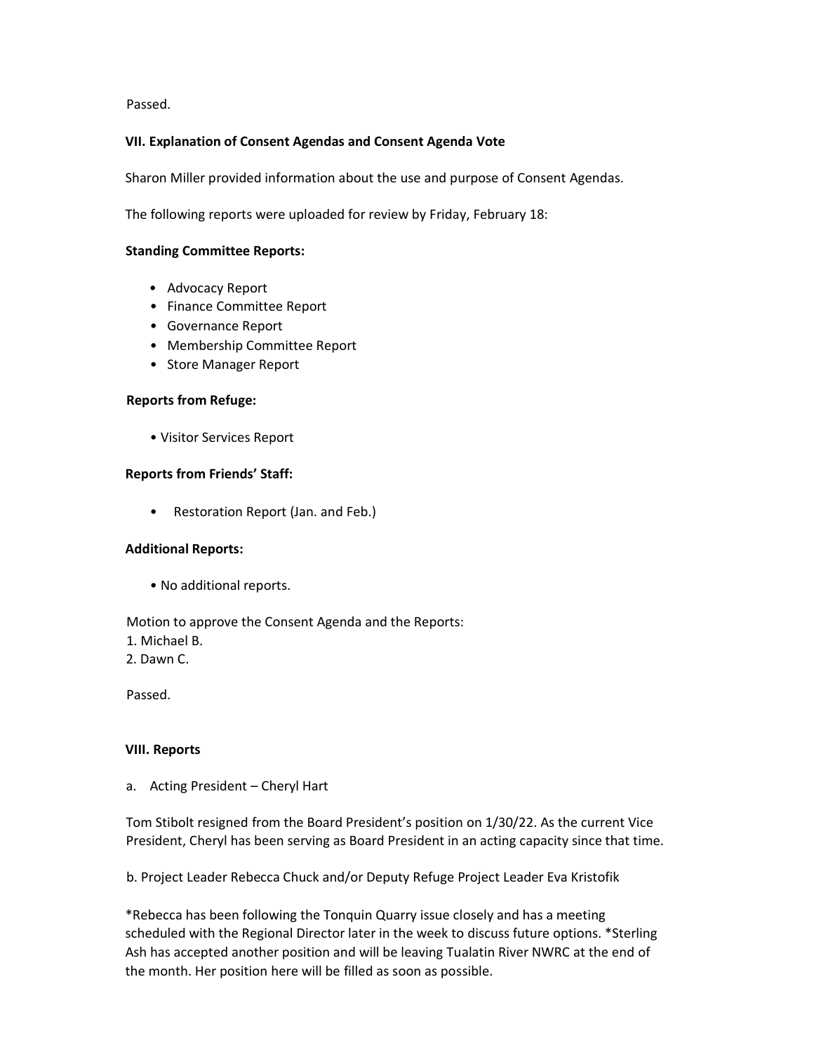Passed.

**VII. Explanation of Consent Agendas and Consent Agenda Vote**

Sharon Miller provided information about the use and purpose of Consent Agendas.

The following reports were uploaded for review by Friday, February 18:

**Standing Committee Reports:**

- Advocacy Report
- Finance Committee Report
- Governance Report
- Membership Committee Report
- Store Manager Report

**Reports from Refuge:**

- Visitor Services Report

**Reports from Friends' Staff:**

- Restoration Report (Jan. and Feb.)

**Additional Reports:**

- No additional reports.

Motion to approve the Consent Agenda and the Reports:
1. Michael B.
2. Dawn C.

Passed.

**VIII. Reports**

a. Acting President – Cheryl Hart

Tom Stibolt resigned from the Board President's position on 1/30/22. As the current Vice President, Cheryl has been serving as Board President in an acting capacity since that time.

b. Project Leader Rebecca Chuck and/or Deputy Refuge Project Leader Eva Kristofik

*Rebecca has been following the Tonquin Quarry issue closely and has a meeting scheduled with the Regional Director later in the week to discuss future options. *Sterling Ash has accepted another position and will be leaving Tualatin River NWRC at the end of the month. Her position here will be filled as soon as possible.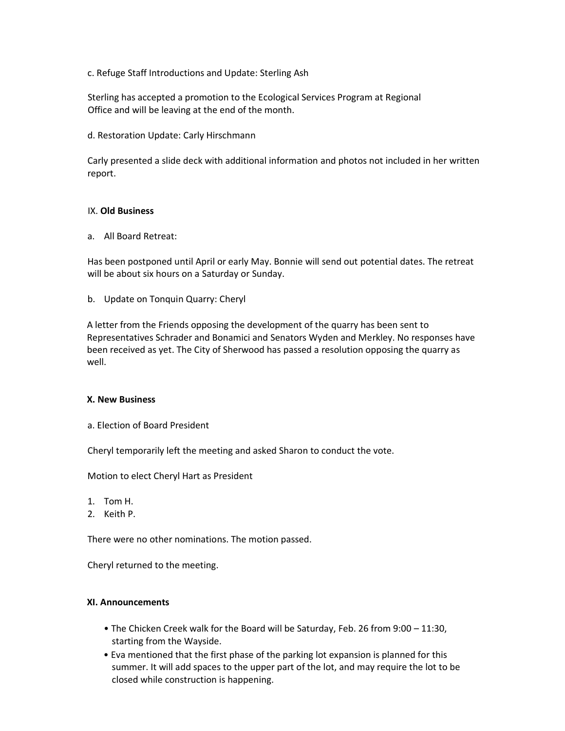c. Refuge Staff Introductions and Update: Sterling Ash

Sterling has accepted a promotion to the Ecological Services Program at Regional Office and will be leaving at the end of the month.

d. Restoration Update: Carly Hirschmann

Carly presented a slide deck with additional information and photos not included in her written report.

## IX. **Old Business**

a. All Board Retreat:

Has been postponed until April or early May. Bonnie will send out potential dates. The retreat will be about six hours on a Saturday or Sunday.

b. Update on Tonquin Quarry: Cheryl

A letter from the Friends opposing the development of the quarry has been sent to Representatives Schrader and Bonamici and Senators Wyden and Merkley. No responses have been received as yet. The City of Sherwood has passed a resolution opposing the quarry as well.

## **X. New Business**

a. Election of Board President

Cheryl temporarily left the meeting and asked Sharon to conduct the vote.

Motion to elect Cheryl Hart as President

1. Tom H.
2. Keith P.

There were no other nominations. The motion passed.

Cheryl returned to the meeting.

## **XI. Announcements**

- The Chicken Creek walk for the Board will be Saturday, Feb. 26 from 9:00 – 11:30, starting from the Wayside.
- Eva mentioned that the first phase of the parking lot expansion is planned for this summer. It will add spaces to the upper part of the lot, and may require the lot to be closed while construction is happening.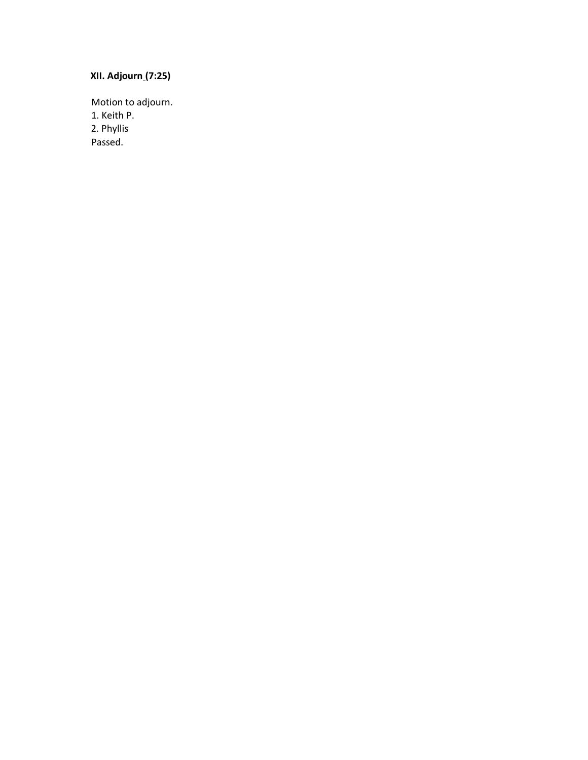**XII. Adjourn (7:25)**

Motion to adjourn.

1. Keith P.
2. Phyllis

Passed.